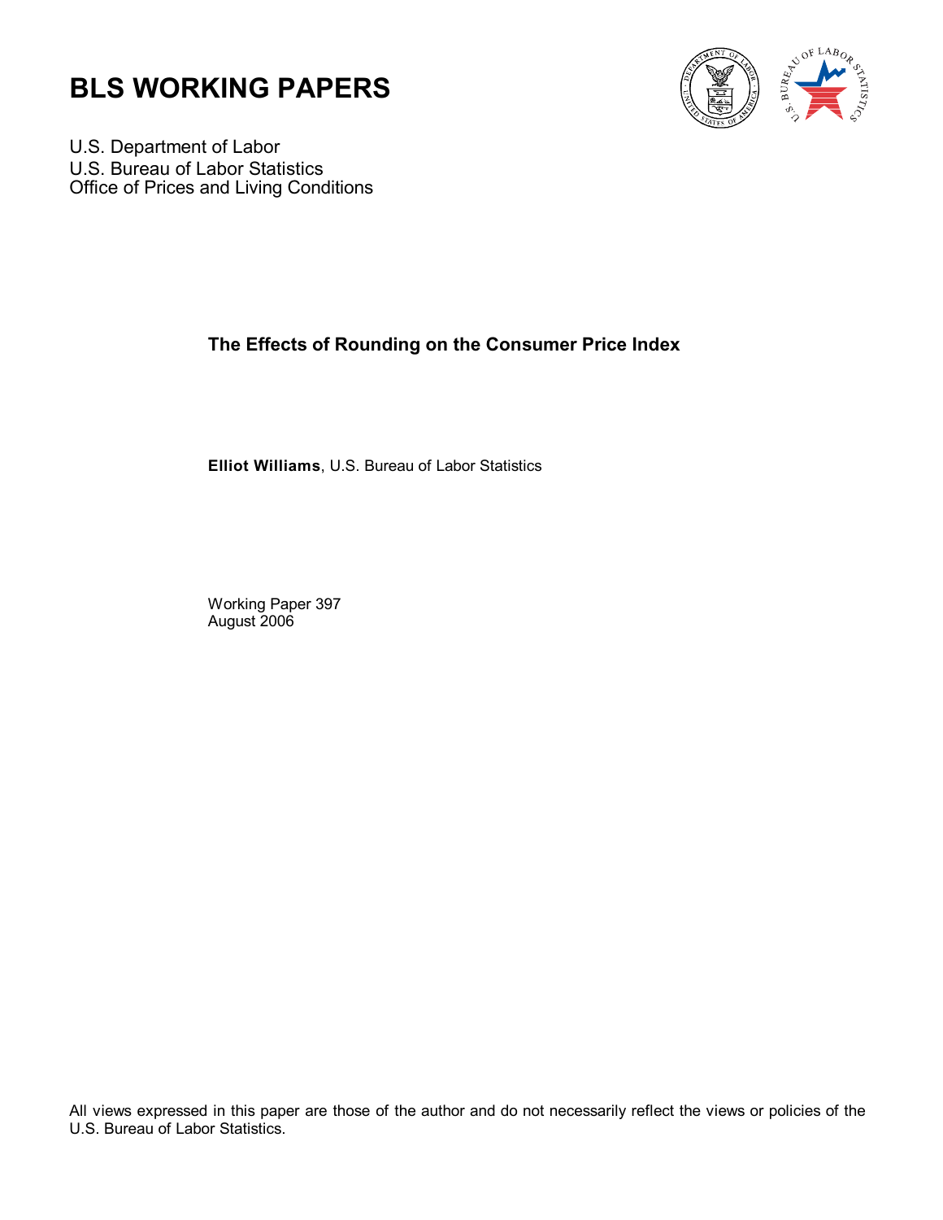# BLS WORKING PAPERS

U.S. Department of Labor
U.S. Bureau of Labor Statistics
Office of Prices and Living Conditions

## The Effects of Rounding on the Consumer Price Index

**Elliot Williams**, U.S. Bureau of Labor Statistics

Working Paper 397
August 2006

All views expressed in this paper are those of the author and do not necessarily reflect the views or policies of the U.S. Bureau of Labor Statistics.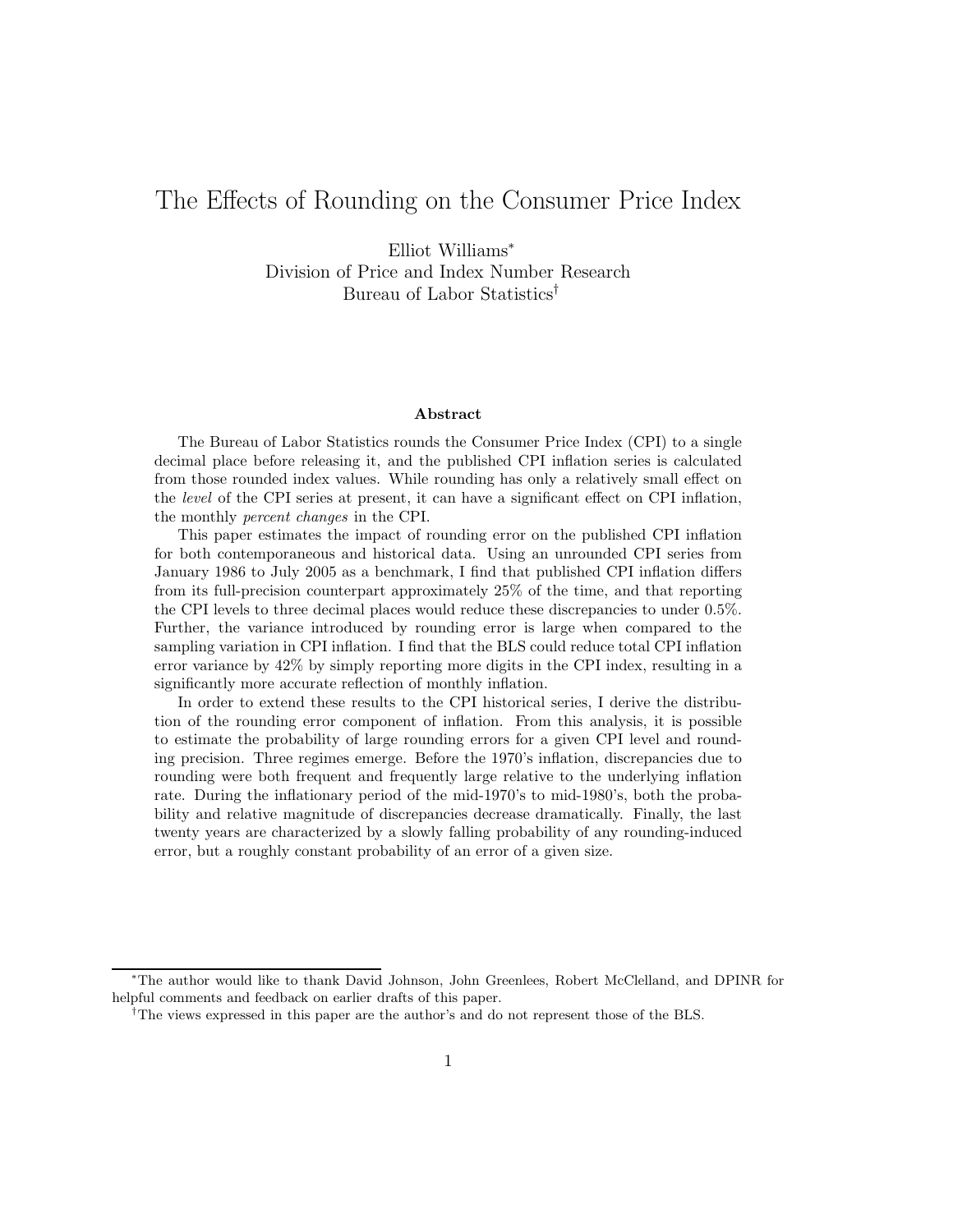# The Effects of Rounding on the Consumer Price Index

Elliot Williams*
Division of Price and Index Number Research
Bureau of Labor Statistics†

**Abstract**

The Bureau of Labor Statistics rounds the Consumer Price Index (CPI) to a single decimal place before releasing it, and the published CPI inflation series is calculated from those rounded index values. While rounding has only a relatively small effect on the *level* of the CPI series at present, it can have a significant effect on CPI inflation, the monthly *percent changes* in the CPI.

This paper estimates the impact of rounding error on the published CPI inflation for both contemporaneous and historical data. Using an unrounded CPI series from January 1986 to July 2005 as a benchmark, I find that published CPI inflation differs from its full-precision counterpart approximately 25% of the time, and that reporting the CPI levels to three decimal places would reduce these discrepancies to under 0.5%. Further, the variance introduced by rounding error is large when compared to the sampling variation in CPI inflation. I find that the BLS could reduce total CPI inflation error variance by 42% by simply reporting more digits in the CPI index, resulting in a significantly more accurate reflection of monthly inflation.

In order to extend these results to the CPI historical series, I derive the distribution of the rounding error component of inflation. From this analysis, it is possible to estimate the probability of large rounding errors for a given CPI level and rounding precision. Three regimes emerge. Before the 1970's inflation, discrepancies due to rounding were both frequent and frequently large relative to the underlying inflation rate. During the inflationary period of the mid-1970's to mid-1980's, both the probability and relative magnitude of discrepancies decrease dramatically. Finally, the last twenty years are characterized by a slowly falling probability of any rounding-induced error, but a roughly constant probability of an error of a given size.

---

*The author would like to thank David Johnson, John Greenlees, Robert McClelland, and DPINR for helpful comments and feedback on earlier drafts of this paper.

†The views expressed in this paper are the author's and do not represent those of the BLS.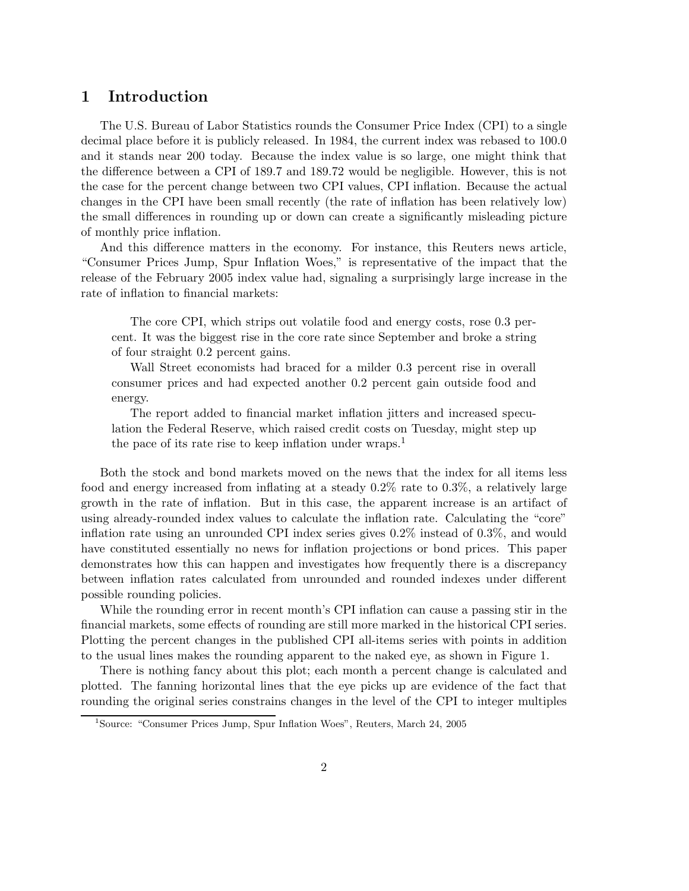## 1 Introduction

The U.S. Bureau of Labor Statistics rounds the Consumer Price Index (CPI) to a single decimal place before it is publicly released. In 1984, the current index was rebased to 100.0 and it stands near 200 today. Because the index value is so large, one might think that the difference between a CPI of 189.7 and 189.72 would be negligible. However, this is not the case for the percent change between two CPI values, CPI inflation. Because the actual changes in the CPI have been small recently (the rate of inflation has been relatively low) the small differences in rounding up or down can create a significantly misleading picture of monthly price inflation.

And this difference matters in the economy. For instance, this Reuters news article, "Consumer Prices Jump, Spur Inflation Woes," is representative of the impact that the release of the February 2005 index value had, signaling a surprisingly large increase in the rate of inflation to financial markets:

> The core CPI, which strips out volatile food and energy costs, rose 0.3 percent. It was the biggest rise in the core rate since September and broke a string of four straight 0.2 percent gains.
>
> Wall Street economists had braced for a milder 0.3 percent rise in overall consumer prices and had expected another 0.2 percent gain outside food and energy.
>
> The report added to financial market inflation jitters and increased speculation the Federal Reserve, which raised credit costs on Tuesday, might step up the pace of its rate rise to keep inflation under wraps.[1]

Both the stock and bond markets moved on the news that the index for all items less food and energy increased from inflating at a steady 0.2% rate to 0.3%, a relatively large growth in the rate of inflation. But in this case, the apparent increase is an artifact of using already-rounded index values to calculate the inflation rate. Calculating the "core" inflation rate using an unrounded CPI index series gives 0.2% instead of 0.3%, and would have constituted essentially no news for inflation projections or bond prices. This paper demonstrates how this can happen and investigates how frequently there is a discrepancy between inflation rates calculated from unrounded and rounded indexes under different possible rounding policies.

While the rounding error in recent month's CPI inflation can cause a passing stir in the financial markets, some effects of rounding are still more marked in the historical CPI series. Plotting the percent changes in the published CPI all-items series with points in addition to the usual lines makes the rounding apparent to the naked eye, as shown in Figure 1.

There is nothing fancy about this plot; each month a percent change is calculated and plotted. The fanning horizontal lines that the eye picks up are evidence of the fact that rounding the original series constrains changes in the level of the CPI to integer multiples

[1] Source: "Consumer Prices Jump, Spur Inflation Woes", Reuters, March 24, 2005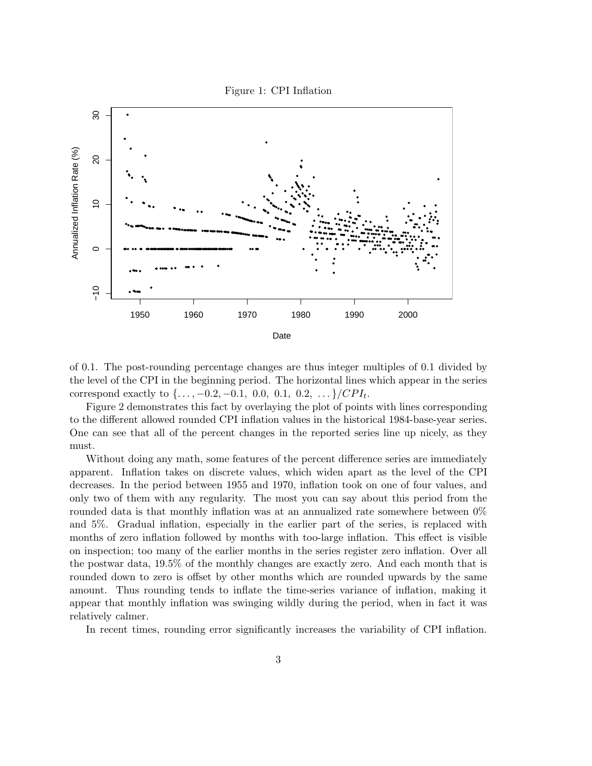Figure 1: CPI Inflation

of 0.1. The post-rounding percentage changes are thus integer multiples of 0.1 divided by the level of the CPI in the beginning period. The horizontal lines which appear in the series correspond exactly to $\{\ldots, -0.2, -0.1,\ 0.0,\ 0.1,\ 0.2,\ \ldots\}/CPI_t$.

Figure 2 demonstrates this fact by overlaying the plot of points with lines corresponding to the different allowed rounded CPI inflation values in the historical 1984-base-year series. One can see that all of the percent changes in the reported series line up nicely, as they must.

Without doing any math, some features of the percent difference series are immediately apparent. Inflation takes on discrete values, which widen apart as the level of the CPI decreases. In the period between 1955 and 1970, inflation took on one of four values, and only two of them with any regularity. The most you can say about this period from the rounded data is that monthly inflation was at an annualized rate somewhere between 0% and 5%. Gradual inflation, especially in the earlier part of the series, is replaced with months of zero inflation followed by months with too-large inflation. This effect is visible on inspection; too many of the earlier months in the series register zero inflation. Over all the postwar data, 19.5% of the monthly changes are exactly zero. And each month that is rounded down to zero is offset by other months which are rounded upwards by the same amount. Thus rounding tends to inflate the time-series variance of inflation, making it appear that monthly inflation was swinging wildly during the period, when in fact it was relatively calmer.

In recent times, rounding error significantly increases the variability of CPI inflation.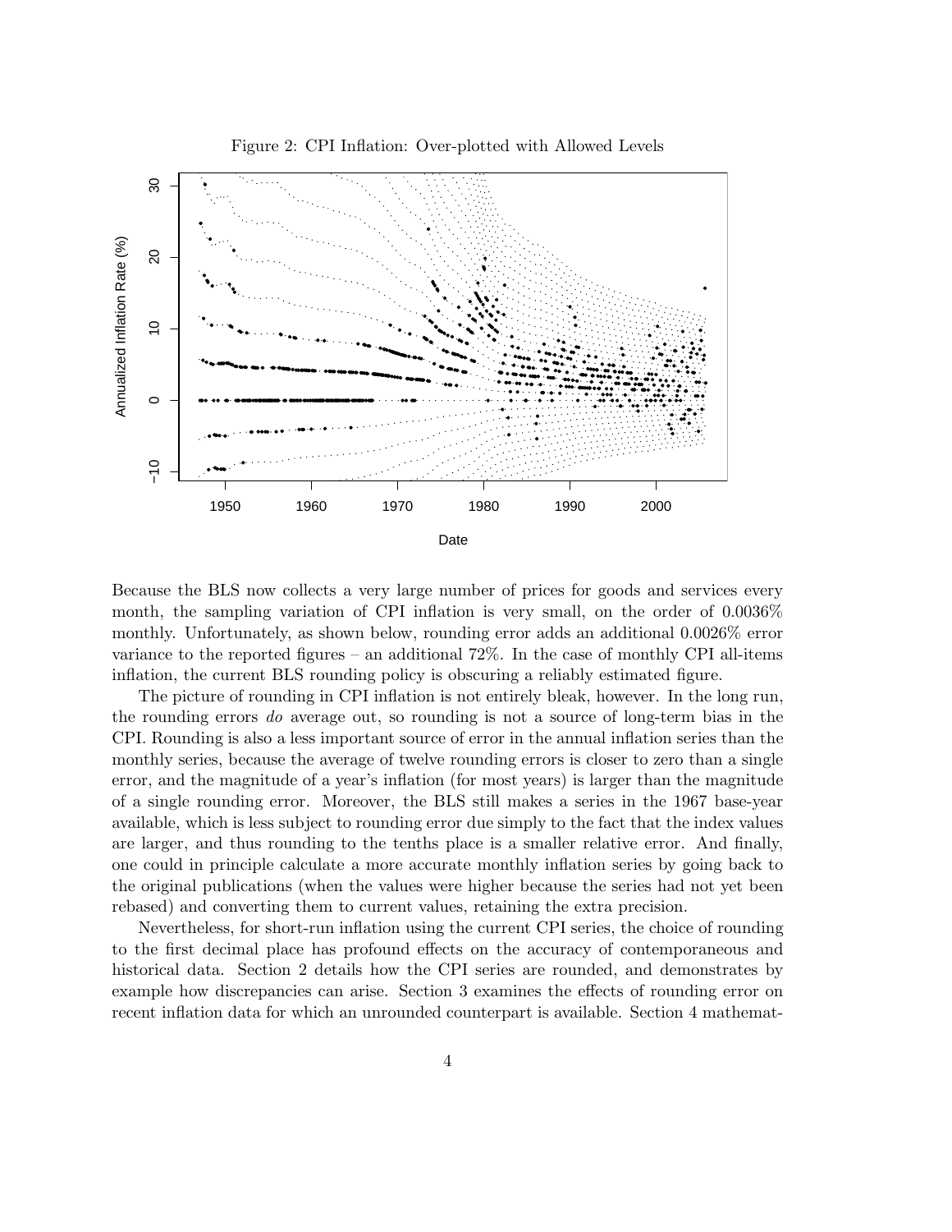Figure 2: CPI Inflation: Over-plotted with Allowed Levels

Because the BLS now collects a very large number of prices for goods and services every month, the sampling variation of CPI inflation is very small, on the order of 0.0036% monthly. Unfortunately, as shown below, rounding error adds an additional 0.0026% error variance to the reported figures – an additional 72%. In the case of monthly CPI all-items inflation, the current BLS rounding policy is obscuring a reliably estimated figure.

The picture of rounding in CPI inflation is not entirely bleak, however. In the long run, the rounding errors *do* average out, so rounding is not a source of long-term bias in the CPI. Rounding is also a less important source of error in the annual inflation series than the monthly series, because the average of twelve rounding errors is closer to zero than a single error, and the magnitude of a year's inflation (for most years) is larger than the magnitude of a single rounding error. Moreover, the BLS still makes a series in the 1967 base-year available, which is less subject to rounding error due simply to the fact that the index values are larger, and thus rounding to the tenths place is a smaller relative error. And finally, one could in principle calculate a more accurate monthly inflation series by going back to the original publications (when the values were higher because the series had not yet been rebased) and converting them to current values, retaining the extra precision.

Nevertheless, for short-run inflation using the current CPI series, the choice of rounding to the first decimal place has profound effects on the accuracy of contemporaneous and historical data. Section 2 details how the CPI series are rounded, and demonstrates by example how discrepancies can arise. Section 3 examines the effects of rounding error on recent inflation data for which an unrounded counterpart is available. Section 4 mathemat-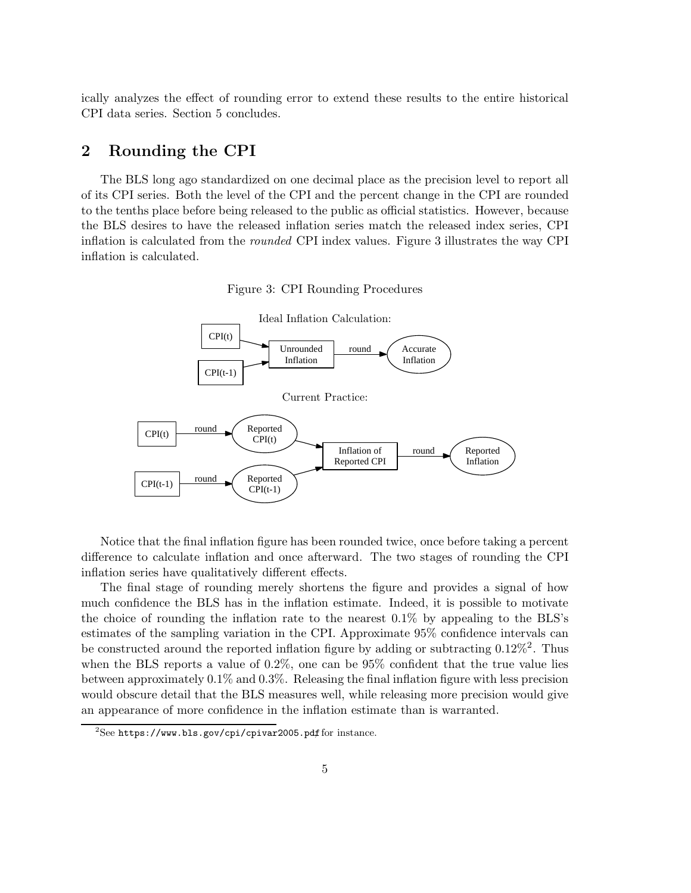ically analyzes the effect of rounding error to extend these results to the entire historical CPI data series. Section 5 concludes.

## 2 Rounding the CPI

The BLS long ago standardized on one decimal place as the precision level to report all of its CPI series. Both the level of the CPI and the percent change in the CPI are rounded to the tenths place before being released to the public as official statistics. However, because the BLS desires to have the released inflation series match the released index series, CPI inflation is calculated from the *rounded* CPI index values. Figure 3 illustrates the way CPI inflation is calculated.

Figure 3: CPI Rounding Procedures

Ideal Inflation Calculation:

CPI(t), CPI(t-1) → Unrounded Inflation → round → Accurate Inflation

Current Practice:

CPI(t) → round → Reported CPI(t); CPI(t-1) → round → Reported CPI(t-1); Reported CPI(t), Reported CPI(t-1) → Inflation of Reported CPI → round → Reported Inflation

Notice that the final inflation figure has been rounded twice, once before taking a percent difference to calculate inflation and once afterward. The two stages of rounding the CPI inflation series have qualitatively different effects.

The final stage of rounding merely shortens the figure and provides a signal of how much confidence the BLS has in the inflation estimate. Indeed, it is possible to motivate the choice of rounding the inflation rate to the nearest 0.1% by appealing to the BLS's estimates of the sampling variation in the CPI. Approximate 95% confidence intervals can be constructed around the reported inflation figure by adding or subtracting 0.12%[2]. Thus when the BLS reports a value of 0.2%, one can be 95% confident that the true value lies between approximately 0.1% and 0.3%. Releasing the final inflation figure with less precision would obscure detail that the BLS measures well, while releasing more precision would give an appearance of more confidence in the inflation estimate than is warranted.

[2] See https://www.bls.gov/cpi/cpivar2005.pdf for instance.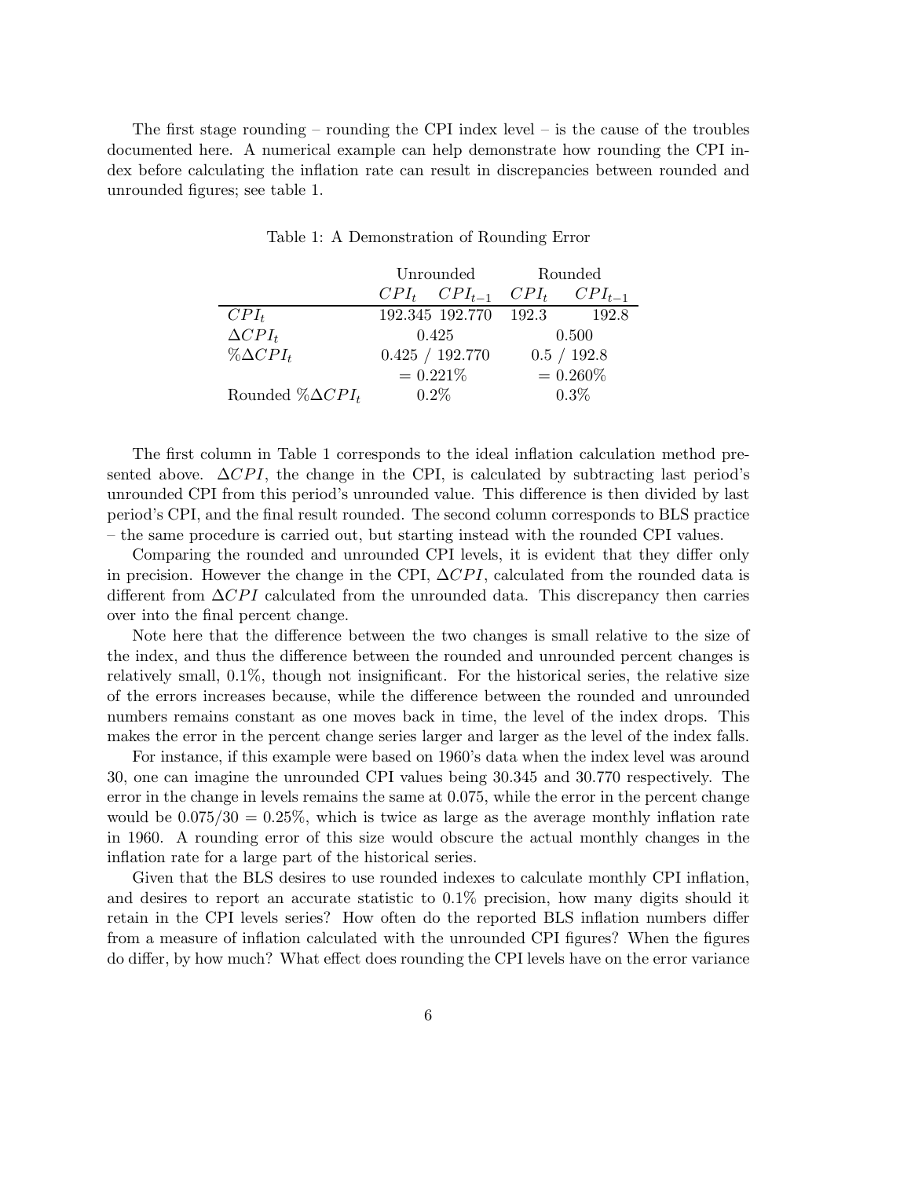The first stage rounding – rounding the CPI index level – is the cause of the troubles documented here. A numerical example can help demonstrate how rounding the CPI index before calculating the inflation rate can result in discrepancies between rounded and unrounded figures; see table 1.

Table 1: A Demonstration of Rounding Error

| | Unrounded | | Rounded | |
|---|---|---|---|---|
| | $CPI_t$ | $CPI_{t-1}$ | $CPI_t$ | $CPI_{t-1}$ |
| $CPI_t$ | 192.345 | 192.770 | 192.3 | 192.8 |
| $\Delta CPI_t$ | 0.425 | | 0.500 | |
| $\%\Delta CPI_t$ | 0.425 / 192.770 | | 0.5 / 192.8 | |
| | = 0.221% | | = 0.260% | |
| Rounded $\%\Delta CPI_t$ | 0.2% | | 0.3% | |

The first column in Table 1 corresponds to the ideal inflation calculation method presented above. $\Delta CPI$, the change in the CPI, is calculated by subtracting last period's unrounded CPI from this period's unrounded value. This difference is then divided by last period's CPI, and the final result rounded. The second column corresponds to BLS practice – the same procedure is carried out, but starting instead with the rounded CPI values.

Comparing the rounded and unrounded CPI levels, it is evident that they differ only in precision. However the change in the CPI, $\Delta CPI$, calculated from the rounded data is different from $\Delta CPI$ calculated from the unrounded data. This discrepancy then carries over into the final percent change.

Note here that the difference between the two changes is small relative to the size of the index, and thus the difference between the rounded and unrounded percent changes is relatively small, 0.1%, though not insignificant. For the historical series, the relative size of the errors increases because, while the difference between the rounded and unrounded numbers remains constant as one moves back in time, the level of the index drops. This makes the error in the percent change series larger and larger as the level of the index falls.

For instance, if this example were based on 1960's data when the index level was around 30, one can imagine the unrounded CPI values being 30.345 and 30.770 respectively. The error in the change in levels remains the same at 0.075, while the error in the percent change would be $0.075/30 = 0.25\%$, which is twice as large as the average monthly inflation rate in 1960. A rounding error of this size would obscure the actual monthly changes in the inflation rate for a large part of the historical series.

Given that the BLS desires to use rounded indexes to calculate monthly CPI inflation, and desires to report an accurate statistic to 0.1% precision, how many digits should it retain in the CPI levels series? How often do the reported BLS inflation numbers differ from a measure of inflation calculated with the unrounded CPI figures? When the figures do differ, by how much? What effect does rounding the CPI levels have on the error variance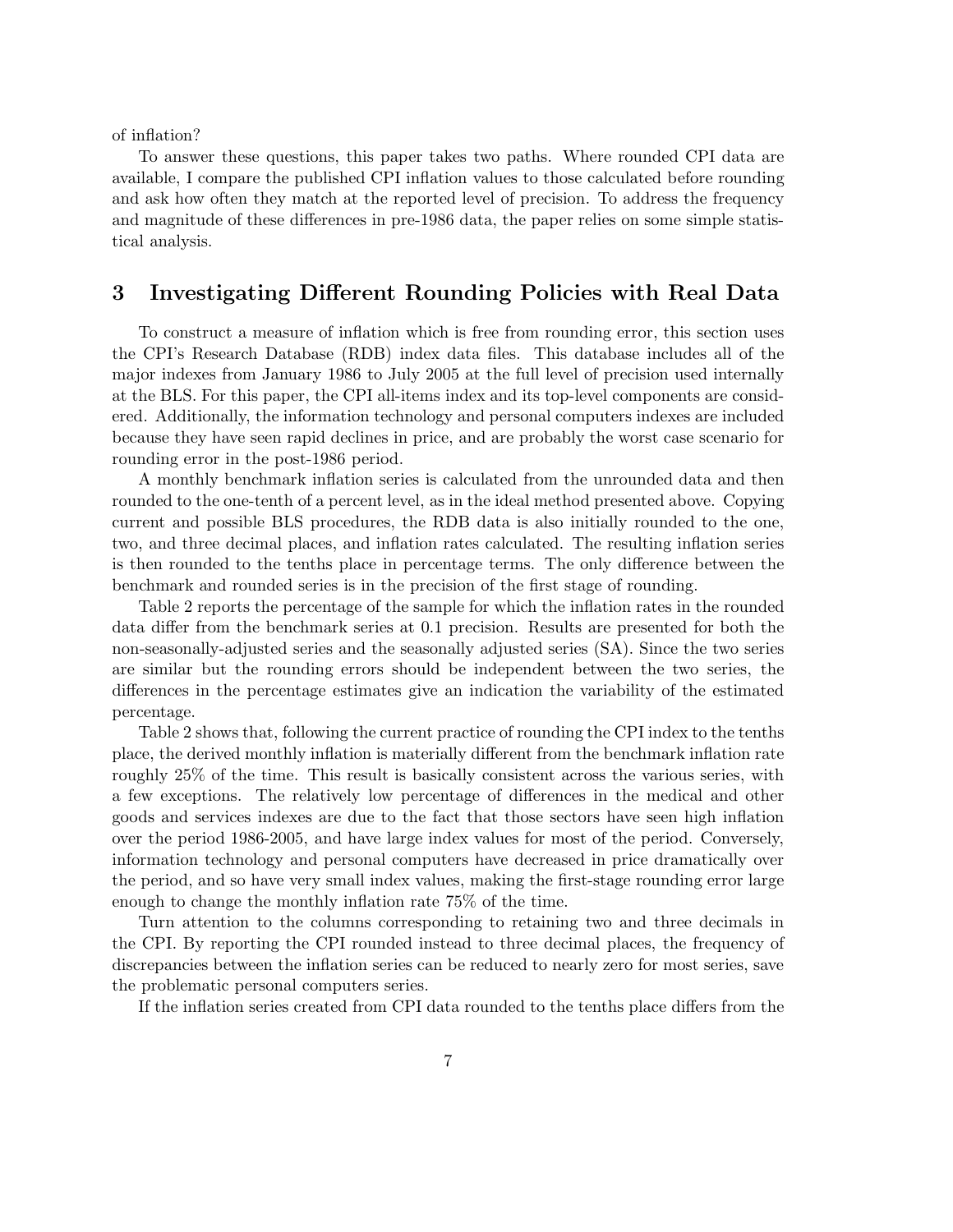of inflation?

To answer these questions, this paper takes two paths. Where rounded CPI data are available, I compare the published CPI inflation values to those calculated before rounding and ask how often they match at the reported level of precision. To address the frequency and magnitude of these differences in pre-1986 data, the paper relies on some simple statistical analysis.

## 3 Investigating Different Rounding Policies with Real Data

To construct a measure of inflation which is free from rounding error, this section uses the CPI's Research Database (RDB) index data files. This database includes all of the major indexes from January 1986 to July 2005 at the full level of precision used internally at the BLS. For this paper, the CPI all-items index and its top-level components are considered. Additionally, the information technology and personal computers indexes are included because they have seen rapid declines in price, and are probably the worst case scenario for rounding error in the post-1986 period.

A monthly benchmark inflation series is calculated from the unrounded data and then rounded to the one-tenth of a percent level, as in the ideal method presented above. Copying current and possible BLS procedures, the RDB data is also initially rounded to the one, two, and three decimal places, and inflation rates calculated. The resulting inflation series is then rounded to the tenths place in percentage terms. The only difference between the benchmark and rounded series is in the precision of the first stage of rounding.

Table 2 reports the percentage of the sample for which the inflation rates in the rounded data differ from the benchmark series at 0.1 precision. Results are presented for both the non-seasonally-adjusted series and the seasonally adjusted series (SA). Since the two series are similar but the rounding errors should be independent between the two series, the differences in the percentage estimates give an indication the variability of the estimated percentage.

Table 2 shows that, following the current practice of rounding the CPI index to the tenths place, the derived monthly inflation is materially different from the benchmark inflation rate roughly 25% of the time. This result is basically consistent across the various series, with a few exceptions. The relatively low percentage of differences in the medical and other goods and services indexes are due to the fact that those sectors have seen high inflation over the period 1986-2005, and have large index values for most of the period. Conversely, information technology and personal computers have decreased in price dramatically over the period, and so have very small index values, making the first-stage rounding error large enough to change the monthly inflation rate 75% of the time.

Turn attention to the columns corresponding to retaining two and three decimals in the CPI. By reporting the CPI rounded instead to three decimal places, the frequency of discrepancies between the inflation series can be reduced to nearly zero for most series, save the problematic personal computers series.

If the inflation series created from CPI data rounded to the tenths place differs from the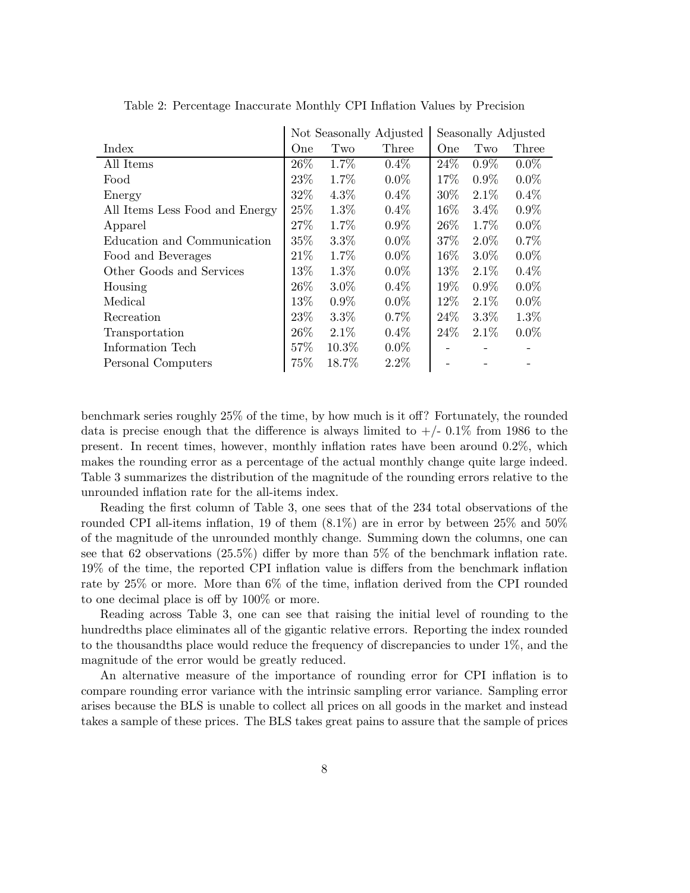Table 2: Percentage Inaccurate Monthly CPI Inflation Values by Precision

| | Not Seasonally Adjusted | | | Seasonally Adjusted | | |
|---|---|---|---|---|---|---|
| Index | One | Two | Three | One | Two | Three |
| All Items | 26% | 1.7% | 0.4% | 24% | 0.9% | 0.0% |
| Food | 23% | 1.7% | 0.0% | 17% | 0.9% | 0.0% |
| Energy | 32% | 4.3% | 0.4% | 30% | 2.1% | 0.4% |
| All Items Less Food and Energy | 25% | 1.3% | 0.4% | 16% | 3.4% | 0.9% |
| Apparel | 27% | 1.7% | 0.9% | 26% | 1.7% | 0.0% |
| Education and Communication | 35% | 3.3% | 0.0% | 37% | 2.0% | 0.7% |
| Food and Beverages | 21% | 1.7% | 0.0% | 16% | 3.0% | 0.0% |
| Other Goods and Services | 13% | 1.3% | 0.0% | 13% | 2.1% | 0.4% |
| Housing | 26% | 3.0% | 0.4% | 19% | 0.9% | 0.0% |
| Medical | 13% | 0.9% | 0.0% | 12% | 2.1% | 0.0% |
| Recreation | 23% | 3.3% | 0.7% | 24% | 3.3% | 1.3% |
| Transportation | 26% | 2.1% | 0.4% | 24% | 2.1% | 0.0% |
| Information Tech | 57% | 10.3% | 0.0% | - | - | - |
| Personal Computers | 75% | 18.7% | 2.2% | - | - | - |

benchmark series roughly 25% of the time, by how much is it off? Fortunately, the rounded data is precise enough that the difference is always limited to +/- 0.1% from 1986 to the present. In recent times, however, monthly inflation rates have been around 0.2%, which makes the rounding error as a percentage of the actual monthly change quite large indeed. Table 3 summarizes the distribution of the magnitude of the rounding errors relative to the unrounded inflation rate for the all-items index.

Reading the first column of Table 3, one sees that of the 234 total observations of the rounded CPI all-items inflation, 19 of them (8.1%) are in error by between 25% and 50% of the magnitude of the unrounded monthly change. Summing down the columns, one can see that 62 observations (25.5%) differ by more than 5% of the benchmark inflation rate. 19% of the time, the reported CPI inflation value is differs from the benchmark inflation rate by 25% or more. More than 6% of the time, inflation derived from the CPI rounded to one decimal place is off by 100% or more.

Reading across Table 3, one can see that raising the initial level of rounding to the hundredths place eliminates all of the gigantic relative errors. Reporting the index rounded to the thousandths place would reduce the frequency of discrepancies to under 1%, and the magnitude of the error would be greatly reduced.

An alternative measure of the importance of rounding error for CPI inflation is to compare rounding error variance with the intrinsic sampling error variance. Sampling error arises because the BLS is unable to collect all prices on all goods in the market and instead takes a sample of these prices. The BLS takes great pains to assure that the sample of prices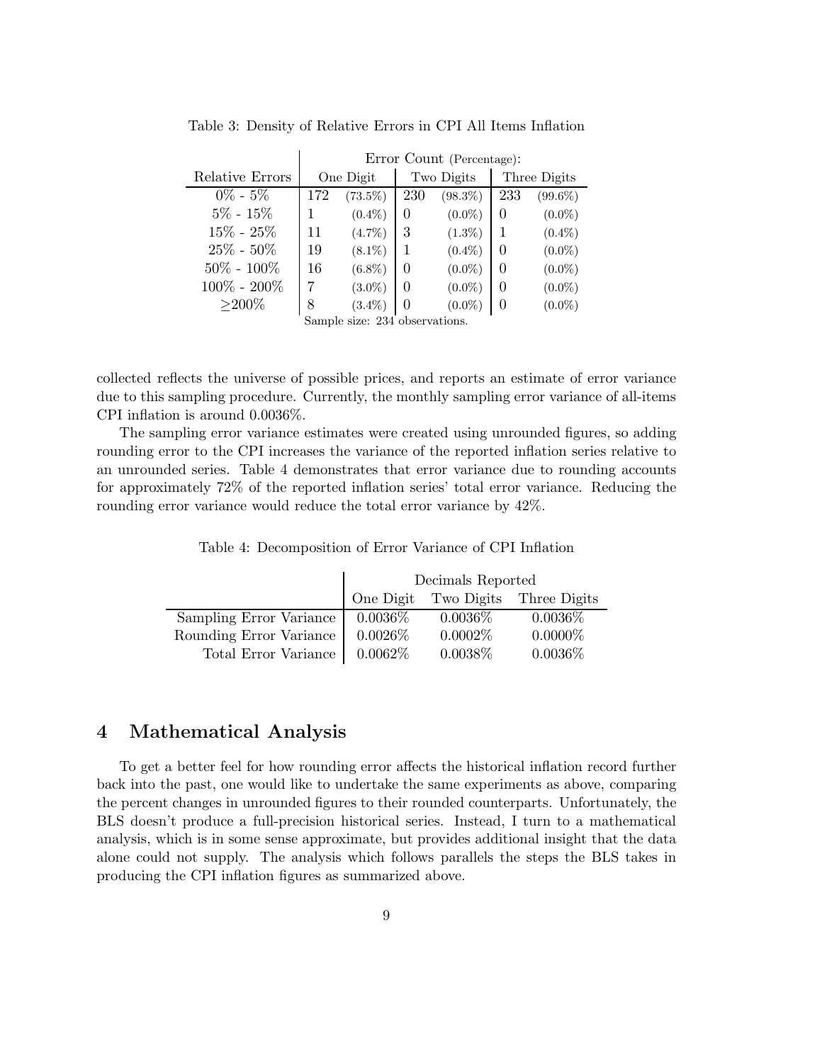Table 3: Density of Relative Errors in CPI All Items Inflation

| | Error Count (Percentage): | | | | | |
|---|---|---|---|---|---|---|
| Relative Errors | One Digit | | Two Digits | | Three Digits | |
| 0% - 5% | 172 | (73.5%) | 230 | (98.3%) | 233 | (99.6%) |
| 5% - 15% | 1 | (0.4%) | 0 | (0.0%) | 0 | (0.0%) |
| 15% - 25% | 11 | (4.7%) | 3 | (1.3%) | 1 | (0.4%) |
| 25% - 50% | 19 | (8.1%) | 1 | (0.4%) | 0 | (0.0%) |
| 50% - 100% | 16 | (6.8%) | 0 | (0.0%) | 0 | (0.0%) |
| 100% - 200% | 7 | (3.0%) | 0 | (0.0%) | 0 | (0.0%) |
| ≥200% | 8 | (3.4%) | 0 | (0.0%) | 0 | (0.0%) |

Sample size: 234 observations.

collected reflects the universe of possible prices, and reports an estimate of error variance due to this sampling procedure. Currently, the monthly sampling error variance of all-items CPI inflation is around 0.0036%.

The sampling error variance estimates were created using unrounded figures, so adding rounding error to the CPI increases the variance of the reported inflation series relative to an unrounded series. Table 4 demonstrates that error variance due to rounding accounts for approximately 72% of the reported inflation series' total error variance. Reducing the rounding error variance would reduce the total error variance by 42%.

Table 4: Decomposition of Error Variance of CPI Inflation

| | Decimals Reported | | |
|---|---|---|---|
| | One Digit | Two Digits | Three Digits |
| Sampling Error Variance | 0.0036% | 0.0036% | 0.0036% |
| Rounding Error Variance | 0.0026% | 0.0002% | 0.0000% |
| Total Error Variance | 0.0062% | 0.0038% | 0.0036% |

## 4 Mathematical Analysis

To get a better feel for how rounding error affects the historical inflation record further back into the past, one would like to undertake the same experiments as above, comparing the percent changes in unrounded figures to their rounded counterparts. Unfortunately, the BLS doesn't produce a full-precision historical series. Instead, I turn to a mathematical analysis, which is in some sense approximate, but provides additional insight that the data alone could not supply. The analysis which follows parallels the steps the BLS takes in producing the CPI inflation figures as summarized above.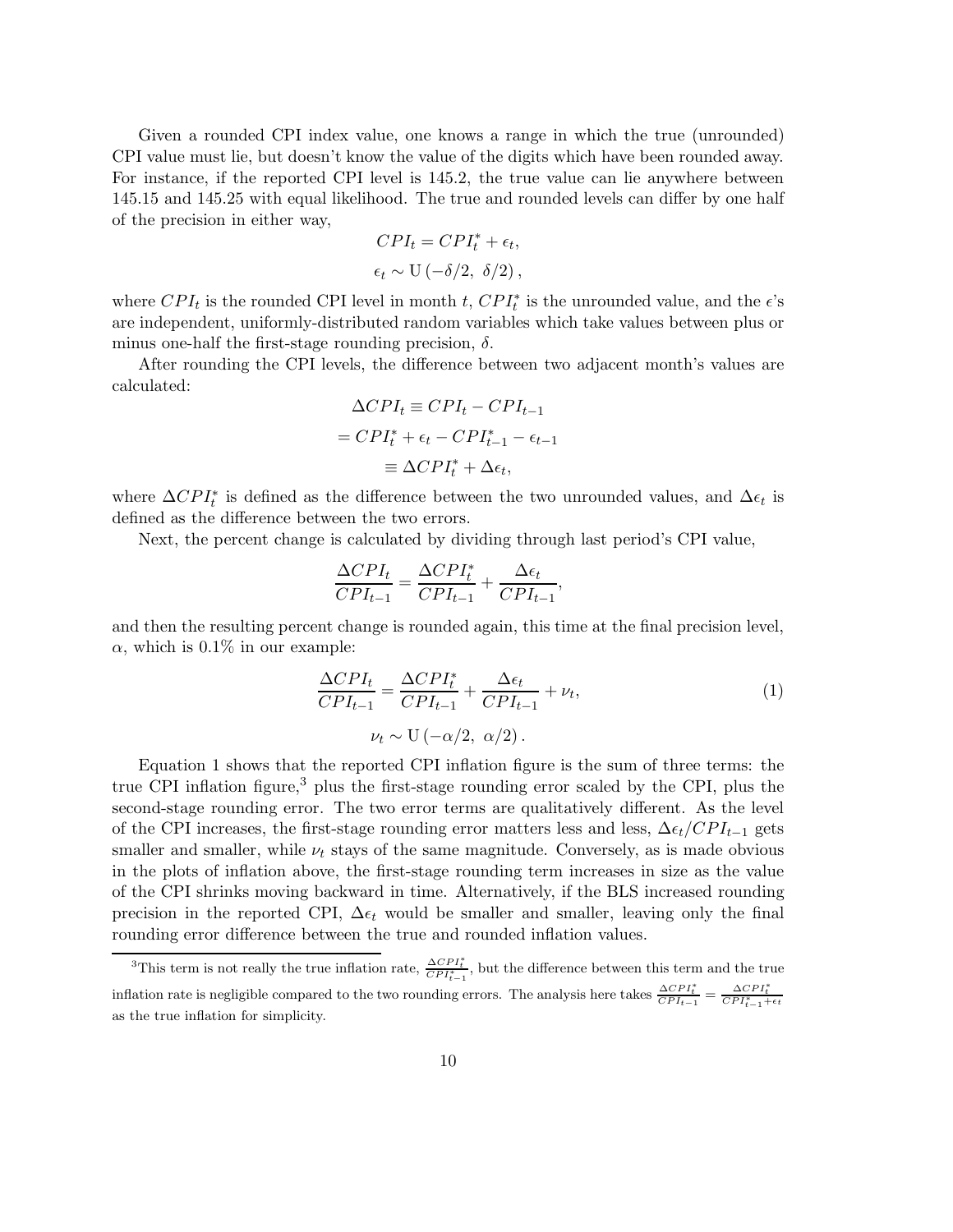Given a rounded CPI index value, one knows a range in which the true (unrounded) CPI value must lie, but doesn't know the value of the digits which have been rounded away. For instance, if the reported CPI level is 145.2, the true value can lie anywhere between 145.15 and 145.25 with equal likelihood. The true and rounded levels can differ by one half of the precision in either way,

$$CPI_t = CPI_t^* + \epsilon_t,$$

$$\epsilon_t \sim \mathrm{U}\left(-\delta/2,\ \delta/2\right),$$

where $CPI_t$ is the rounded CPI level in month $t$, $CPI_t^*$ is the unrounded value, and the $\epsilon$'s are independent, uniformly-distributed random variables which take values between plus or minus one-half the first-stage rounding precision, $\delta$.

After rounding the CPI levels, the difference between two adjacent month's values are calculated:

$$\Delta CPI_t \equiv CPI_t - CPI_{t-1}$$

$$= CPI_t^* + \epsilon_t - CPI_{t-1}^* - \epsilon_{t-1}$$

$$\equiv \Delta CPI_t^* + \Delta\epsilon_t,$$

where $\Delta CPI_t^*$ is defined as the difference between the two unrounded values, and $\Delta\epsilon_t$ is defined as the difference between the two errors.

Next, the percent change is calculated by dividing through last period's CPI value,

$$\frac{\Delta CPI_t}{CPI_{t-1}} = \frac{\Delta CPI_t^*}{CPI_{t-1}} + \frac{\Delta\epsilon_t}{CPI_{t-1}},$$

and then the resulting percent change is rounded again, this time at the final precision level, $\alpha$, which is 0.1% in our example:

$$\frac{\Delta CPI_t}{CPI_{t-1}} = \frac{\Delta CPI_t^*}{CPI_{t-1}} + \frac{\Delta\epsilon_t}{CPI_{t-1}} + \nu_t, \tag{1}$$

$$\nu_t \sim \mathrm{U}\left(-\alpha/2,\ \alpha/2\right).$$

Equation 1 shows that the reported CPI inflation figure is the sum of three terms: the true CPI inflation figure,[3] plus the first-stage rounding error scaled by the CPI, plus the second-stage rounding error. The two error terms are qualitatively different. As the level of the CPI increases, the first-stage rounding error matters less and less, $\Delta\epsilon_t/CPI_{t-1}$ gets smaller and smaller, while $\nu_t$ stays of the same magnitude. Conversely, as is made obvious in the plots of inflation above, the first-stage rounding term increases in size as the value of the CPI shrinks moving backward in time. Alternatively, if the BLS increased rounding precision in the reported CPI, $\Delta\epsilon_t$ would be smaller and smaller, leaving only the final rounding error difference between the true and rounded inflation values.

---

[3] This term is not really the true inflation rate, $\frac{\Delta CPI_t^*}{CPI_{t-1}^*}$, but the difference between this term and the true inflation rate is negligible compared to the two rounding errors. The analysis here takes $\frac{\Delta CPI_t^*}{CPI_{t-1}} = \frac{\Delta CPI_t^*}{CPI_{t-1}^*+\epsilon_t}$ as the true inflation for simplicity.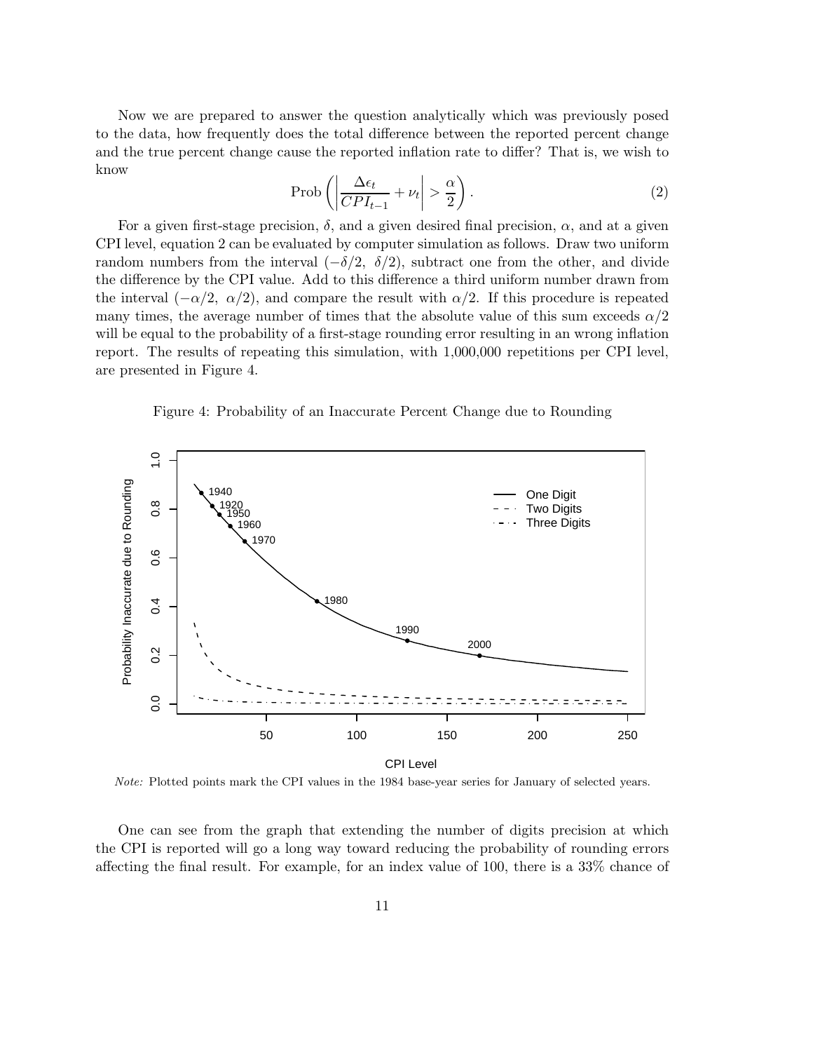Now we are prepared to answer the question analytically which was previously posed to the data, how frequently does the total difference between the reported percent change and the true percent change cause the reported inflation rate to differ? That is, we wish to know

$$\text{Prob}\left(\left|\frac{\Delta\epsilon_t}{CPI_{t-1}} + \nu_t\right| > \frac{\alpha}{2}\right). \tag{2}$$

For a given first-stage precision, $\delta$, and a given desired final precision, $\alpha$, and at a given CPI level, equation 2 can be evaluated by computer simulation as follows. Draw two uniform random numbers from the interval $(-\delta/2,\ \delta/2)$, subtract one from the other, and divide the difference by the CPI value. Add to this difference a third uniform number drawn from the interval $(-\alpha/2,\ \alpha/2)$, and compare the result with $\alpha/2$. If this procedure is repeated many times, the average number of times that the absolute value of this sum exceeds $\alpha/2$ will be equal to the probability of a first-stage rounding error resulting in an wrong inflation report. The results of repeating this simulation, with 1,000,000 repetitions per CPI level, are presented in Figure 4.

Figure 4: Probability of an Inaccurate Percent Change due to Rounding

*Note:* Plotted points mark the CPI values in the 1984 base-year series for January of selected years.

One can see from the graph that extending the number of digits precision at which the CPI is reported will go a long way toward reducing the probability of rounding errors affecting the final result. For example, for an index value of 100, there is a 33% chance of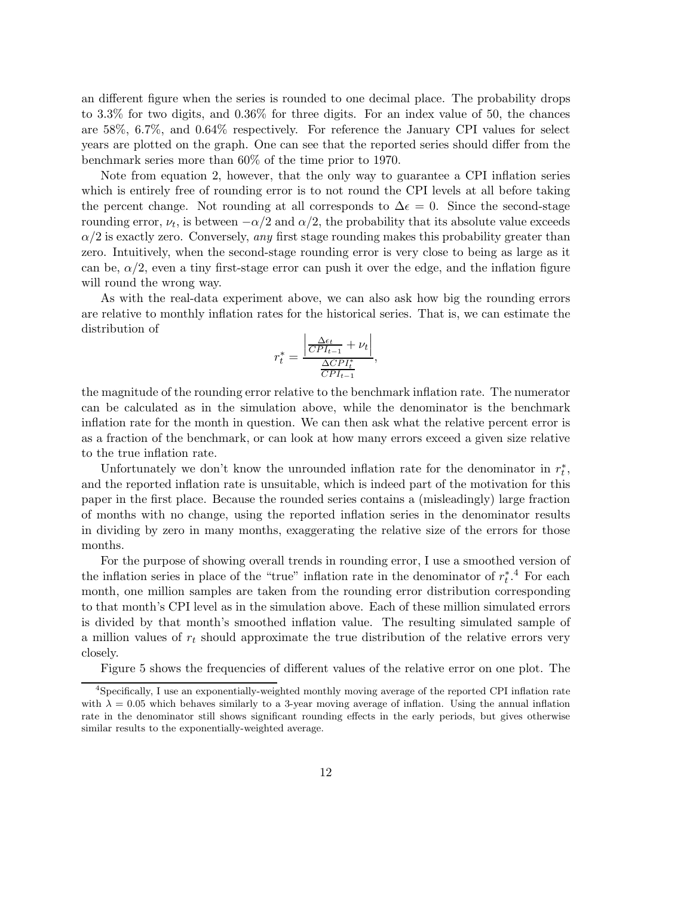an different figure when the series is rounded to one decimal place. The probability drops to 3.3% for two digits, and 0.36% for three digits. For an index value of 50, the chances are 58%, 6.7%, and 0.64% respectively. For reference the January CPI values for select years are plotted on the graph. One can see that the reported series should differ from the benchmark series more than 60% of the time prior to 1970.

Note from equation 2, however, that the only way to guarantee a CPI inflation series which is entirely free of rounding error is to not round the CPI levels at all before taking the percent change. Not rounding at all corresponds to $\Delta\epsilon = 0$. Since the second-stage rounding error, $\nu_t$, is between $-\alpha/2$ and $\alpha/2$, the probability that its absolute value exceeds $\alpha/2$ is exactly zero. Conversely, *any* first stage rounding makes this probability greater than zero. Intuitively, when the second-stage rounding error is very close to being as large as it can be, $\alpha/2$, even a tiny first-stage error can push it over the edge, and the inflation figure will round the wrong way.

As with the real-data experiment above, we can also ask how big the rounding errors are relative to monthly inflation rates for the historical series. That is, we can estimate the distribution of

$$r_t^* = \frac{\left|\frac{\Delta\epsilon_t}{CPI_{t-1}} + \nu_t\right|}{\frac{\Delta CPI_t^*}{CPI_{t-1}}},$$

the magnitude of the rounding error relative to the benchmark inflation rate. The numerator can be calculated as in the simulation above, while the denominator is the benchmark inflation rate for the month in question. We can then ask what the relative percent error is as a fraction of the benchmark, or can look at how many errors exceed a given size relative to the true inflation rate.

Unfortunately we don't know the unrounded inflation rate for the denominator in $r_t^*$, and the reported inflation rate is unsuitable, which is indeed part of the motivation for this paper in the first place. Because the rounded series contains a (misleadingly) large fraction of months with no change, using the reported inflation series in the denominator results in dividing by zero in many months, exaggerating the relative size of the errors for those months.

For the purpose of showing overall trends in rounding error, I use a smoothed version of the inflation series in place of the "true" inflation rate in the denominator of $r_t^*$.[4] For each month, one million samples are taken from the rounding error distribution corresponding to that month's CPI level as in the simulation above. Each of these million simulated errors is divided by that month's smoothed inflation value. The resulting simulated sample of a million values of $r_t$ should approximate the true distribution of the relative errors very closely.

Figure 5 shows the frequencies of different values of the relative error on one plot. The

[4]Specifically, I use an exponentially-weighted monthly moving average of the reported CPI inflation rate with $\lambda = 0.05$ which behaves similarly to a 3-year moving average of inflation. Using the annual inflation rate in the denominator still shows significant rounding effects in the early periods, but gives otherwise similar results to the exponentially-weighted average.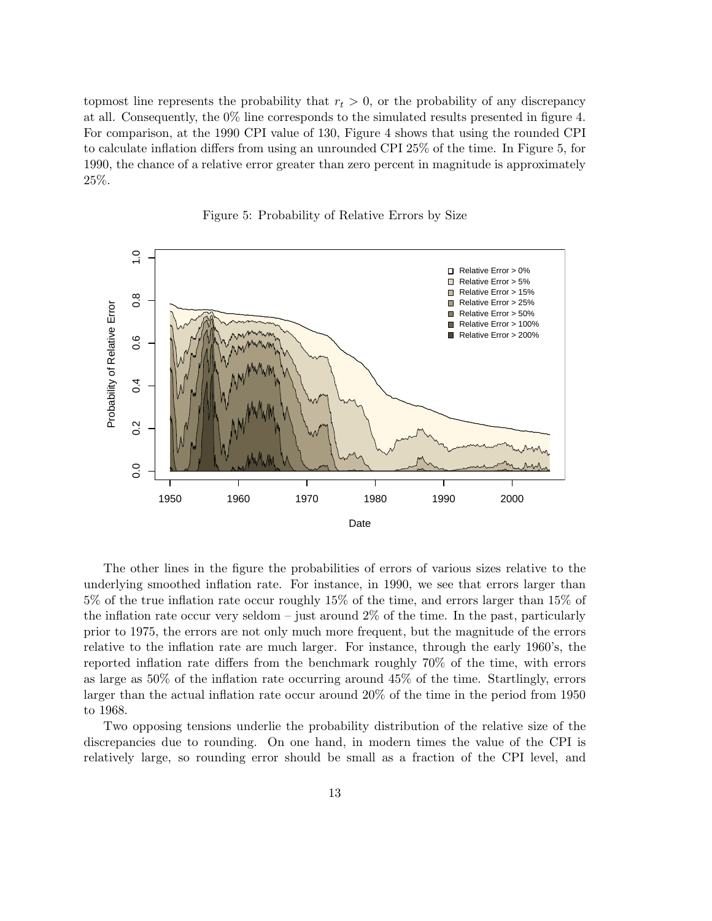topmost line represents the probability that $r_t > 0$, or the probability of any discrepancy at all. Consequently, the 0% line corresponds to the simulated results presented in figure 4. For comparison, at the 1990 CPI value of 130, Figure 4 shows that using the rounded CPI to calculate inflation differs from using an unrounded CPI 25% of the time. In Figure 5, for 1990, the chance of a relative error greater than zero percent in magnitude is approximately 25%.

Figure 5: Probability of Relative Errors by Size

The other lines in the figure the probabilities of errors of various sizes relative to the underlying smoothed inflation rate. For instance, in 1990, we see that errors larger than 5% of the true inflation rate occur roughly 15% of the time, and errors larger than 15% of the inflation rate occur very seldom – just around 2% of the time. In the past, particularly prior to 1975, the errors are not only much more frequent, but the magnitude of the errors relative to the inflation rate are much larger. For instance, through the early 1960's, the reported inflation rate differs from the benchmark roughly 70% of the time, with errors as large as 50% of the inflation rate occurring around 45% of the time. Startlingly, errors larger than the actual inflation rate occur around 20% of the time in the period from 1950 to 1968.

Two opposing tensions underlie the probability distribution of the relative size of the discrepancies due to rounding. On one hand, in modern times the value of the CPI is relatively large, so rounding error should be small as a fraction of the CPI level, and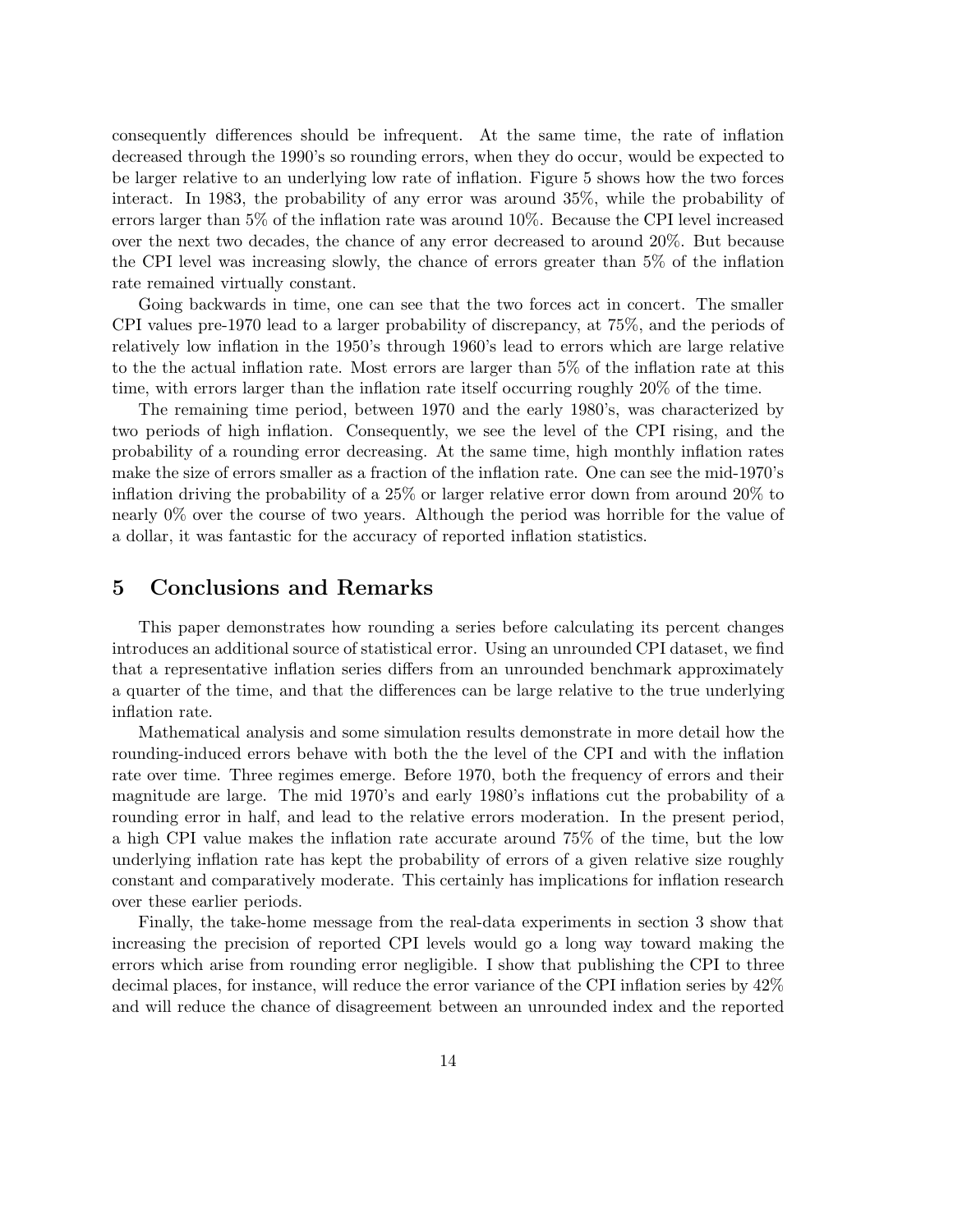consequently differences should be infrequent. At the same time, the rate of inflation decreased through the 1990's so rounding errors, when they do occur, would be expected to be larger relative to an underlying low rate of inflation. Figure 5 shows how the two forces interact. In 1983, the probability of any error was around 35%, while the probability of errors larger than 5% of the inflation rate was around 10%. Because the CPI level increased over the next two decades, the chance of any error decreased to around 20%. But because the CPI level was increasing slowly, the chance of errors greater than 5% of the inflation rate remained virtually constant.

Going backwards in time, one can see that the two forces act in concert. The smaller CPI values pre-1970 lead to a larger probability of discrepancy, at 75%, and the periods of relatively low inflation in the 1950's through 1960's lead to errors which are large relative to the the actual inflation rate. Most errors are larger than 5% of the inflation rate at this time, with errors larger than the inflation rate itself occurring roughly 20% of the time.

The remaining time period, between 1970 and the early 1980's, was characterized by two periods of high inflation. Consequently, we see the level of the CPI rising, and the probability of a rounding error decreasing. At the same time, high monthly inflation rates make the size of errors smaller as a fraction of the inflation rate. One can see the mid-1970's inflation driving the probability of a 25% or larger relative error down from around 20% to nearly 0% over the course of two years. Although the period was horrible for the value of a dollar, it was fantastic for the accuracy of reported inflation statistics.

## 5 Conclusions and Remarks

This paper demonstrates how rounding a series before calculating its percent changes introduces an additional source of statistical error. Using an unrounded CPI dataset, we find that a representative inflation series differs from an unrounded benchmark approximately a quarter of the time, and that the differences can be large relative to the true underlying inflation rate.

Mathematical analysis and some simulation results demonstrate in more detail how the rounding-induced errors behave with both the the level of the CPI and with the inflation rate over time. Three regimes emerge. Before 1970, both the frequency of errors and their magnitude are large. The mid 1970's and early 1980's inflations cut the probability of a rounding error in half, and lead to the relative errors moderation. In the present period, a high CPI value makes the inflation rate accurate around 75% of the time, but the low underlying inflation rate has kept the probability of errors of a given relative size roughly constant and comparatively moderate. This certainly has implications for inflation research over these earlier periods.

Finally, the take-home message from the real-data experiments in section 3 show that increasing the precision of reported CPI levels would go a long way toward making the errors which arise from rounding error negligible. I show that publishing the CPI to three decimal places, for instance, will reduce the error variance of the CPI inflation series by 42% and will reduce the chance of disagreement between an unrounded index and the reported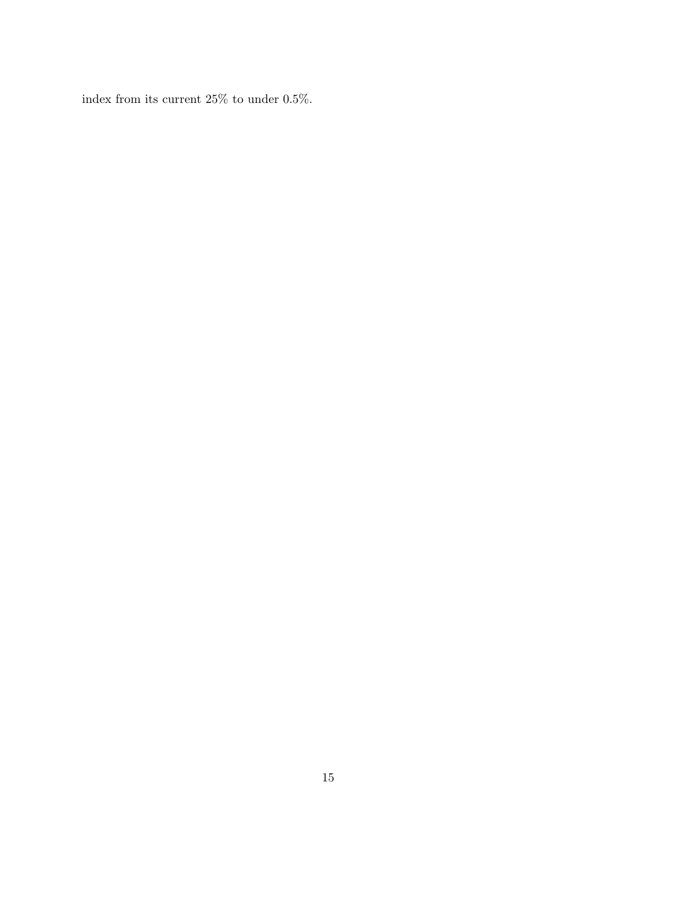index from its current 25% to under 0.5%.